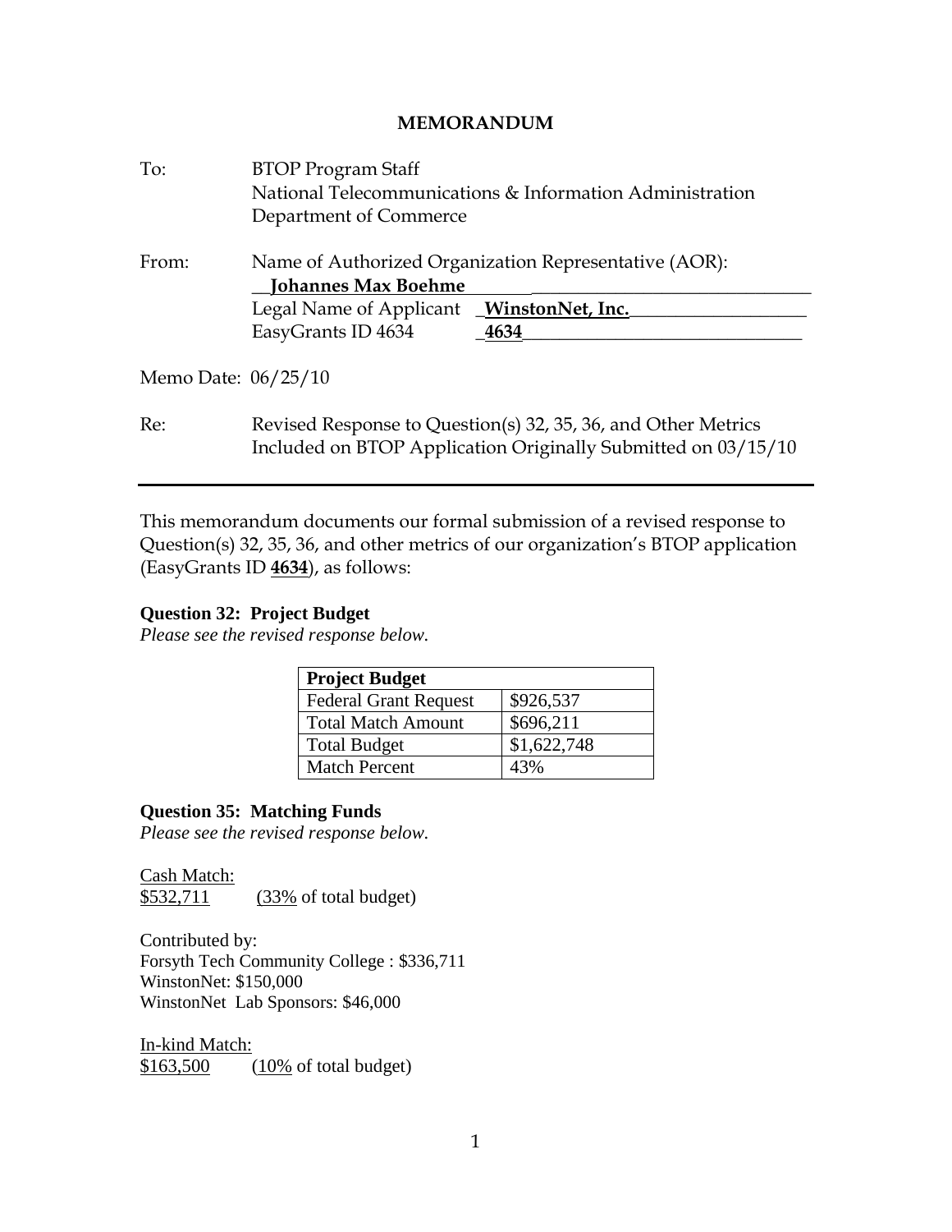# MEMORANDUM

To: BTOP Program Staff
National Telecommunications & Information Administration
Department of Commerce

From: Name of Authorized Organization Representative (AOR):
**Johannes Max Boehme**
Legal Name of Applicant **WinstonNet, Inc.**
EasyGrants ID 4634 **4634**

Memo Date: 06/25/10

Re: Revised Response to Question(s) 32, 35, 36, and Other Metrics Included on BTOP Application Originally Submitted on 03/15/10

---

This memorandum documents our formal submission of a revised response to Question(s) 32, 35, 36, and other metrics of our organization's BTOP application (EasyGrants ID **4634**), as follows:

**Question 32: Project Budget**

*Please see the revised response below.*

| Project Budget | |
|---|---|
| Federal Grant Request | $926,537 |
| Total Match Amount | $696,211 |
| Total Budget | $1,622,748 |
| Match Percent | 43% |

**Question 35: Matching Funds**

*Please see the revised response below.*

Cash Match:
$532,711 (33% of total budget)

Contributed by:
Forsyth Tech Community College : $336,711
WinstonNet: $150,000
WinstonNet Lab Sponsors: $46,000

In-kind Match:
$163,500 (10% of total budget)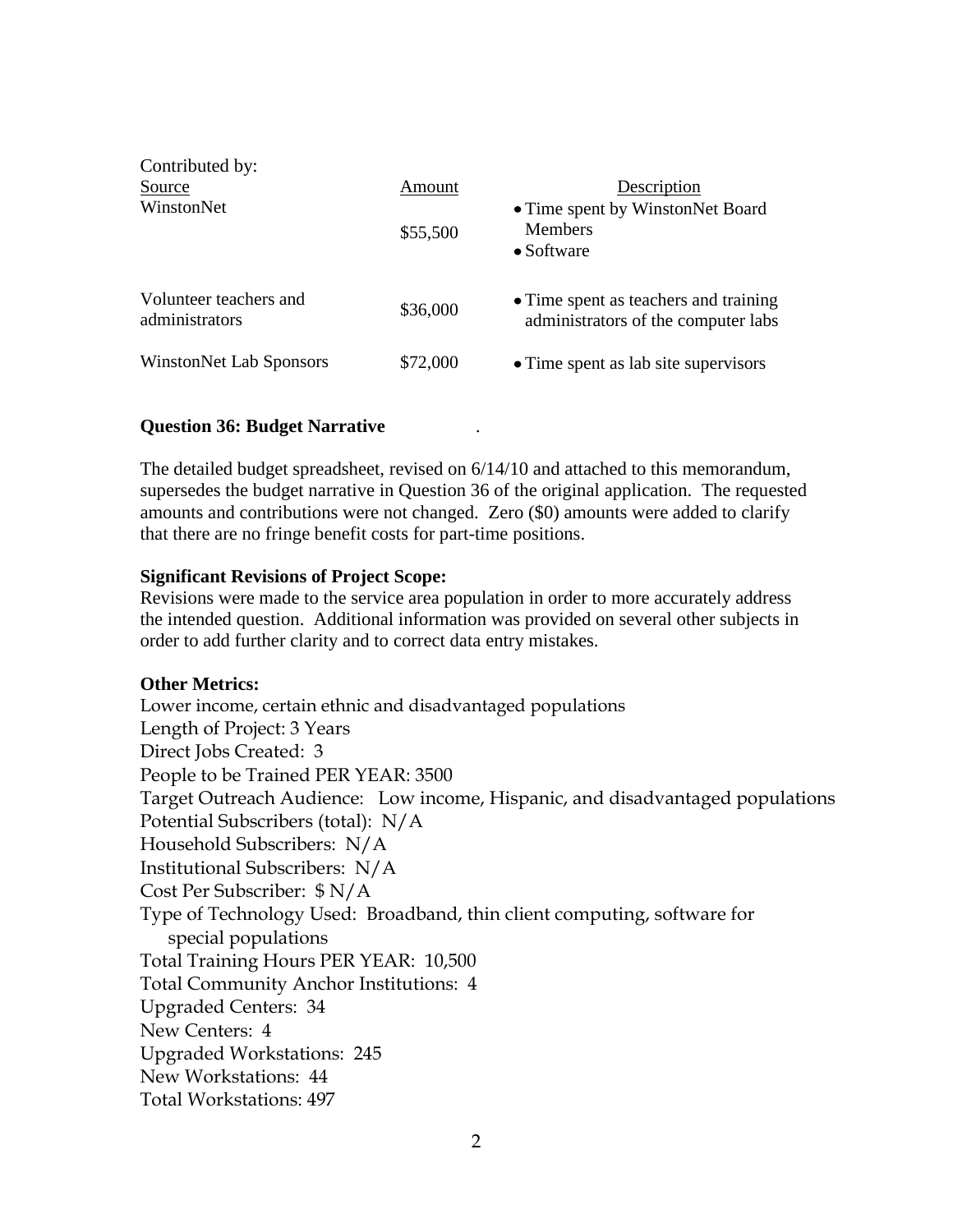Contributed by:

| Source | Amount | Description |
| --- | --- | --- |
| WinstonNet | $55,500 | • Time spent by WinstonNet Board Members<br>• Software |
| Volunteer teachers and administrators | $36,000 | • Time spent as teachers and training administrators of the computer labs |
| WinstonNet Lab Sponsors | $72,000 | • Time spent as lab site supervisors |

**Question 36: Budget Narrative** .

The detailed budget spreadsheet, revised on 6/14/10 and attached to this memorandum, supersedes the budget narrative in Question 36 of the original application. The requested amounts and contributions were not changed. Zero ($0) amounts were added to clarify that there are no fringe benefit costs for part-time positions.

**Significant Revisions of Project Scope:**
Revisions were made to the service area population in order to more accurately address the intended question. Additional information was provided on several other subjects in order to add further clarity and to correct data entry mistakes.

**Other Metrics:**
Lower income, certain ethnic and disadvantaged populations
Length of Project: 3 Years
Direct Jobs Created: 3
People to be Trained PER YEAR: 3500
Target Outreach Audience: Low income, Hispanic, and disadvantaged populations
Potential Subscribers (total): N/A
Household Subscribers: N/A
Institutional Subscribers: N/A
Cost Per Subscriber: $ N/A
Type of Technology Used: Broadband, thin client computing, software for special populations
Total Training Hours PER YEAR: 10,500
Total Community Anchor Institutions: 4
Upgraded Centers: 34
New Centers: 4
Upgraded Workstations: 245
New Workstations: 44
Total Workstations: 497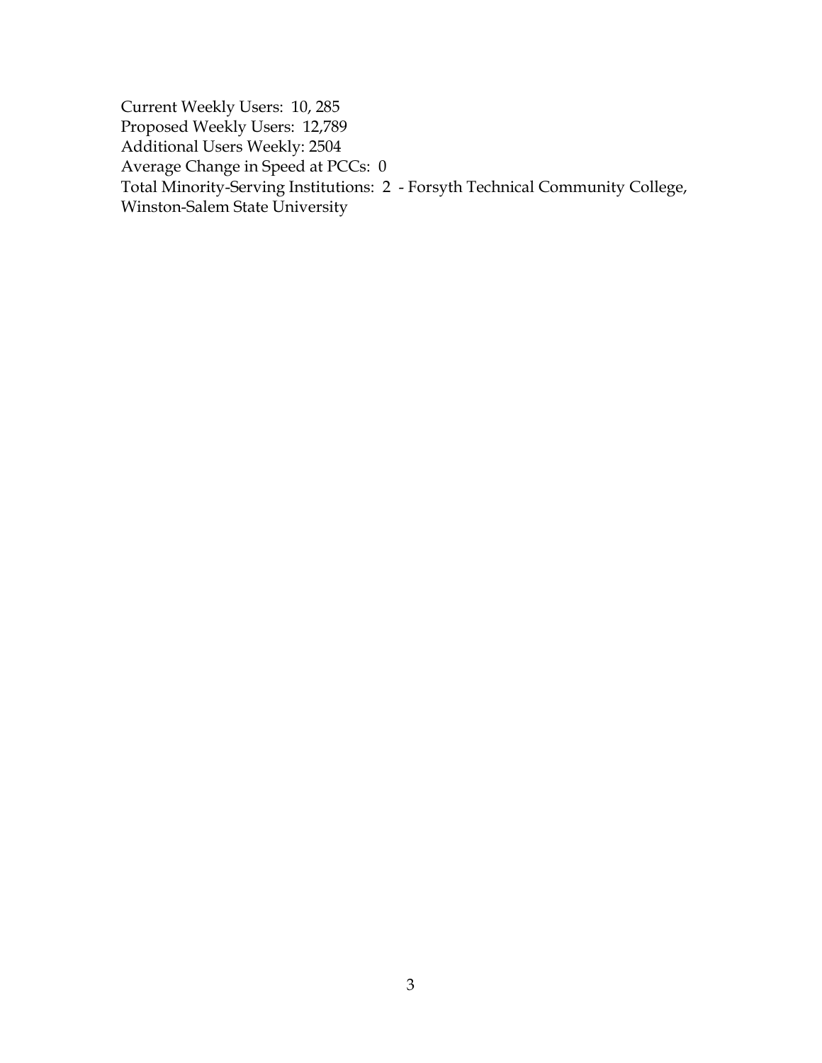Current Weekly Users: 10, 285
Proposed Weekly Users: 12,789
Additional Users Weekly: 2504
Average Change in Speed at PCCs: 0
Total Minority-Serving Institutions: 2 - Forsyth Technical Community College, Winston-Salem State University